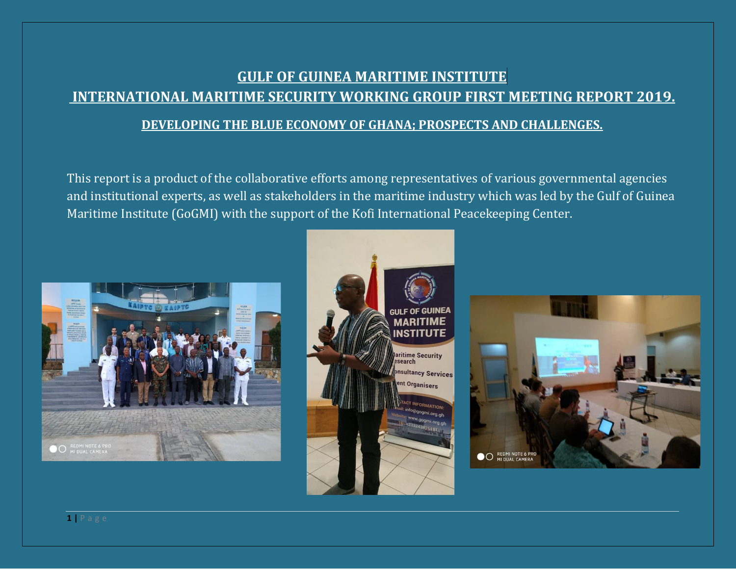# GULF OF GUINEA MARITIME INSTITUTE

## INTERNATIONAL MARITIME SECURITY WORKING GROUP FIRST MEETING REPORT 2019.

### DEVELOPING THE BLUE ECONOMY OF GHANA; PROSPECTS AND CHALLENGES.

This report is a product of the collaborative efforts among representatives of various governmental agencies and institutional experts, as well as stakeholders in the maritime industry which was led by the Gulf of Guinea Maritime Institute (GoGMI) with the support of the Kofi International Peacekeeping Center.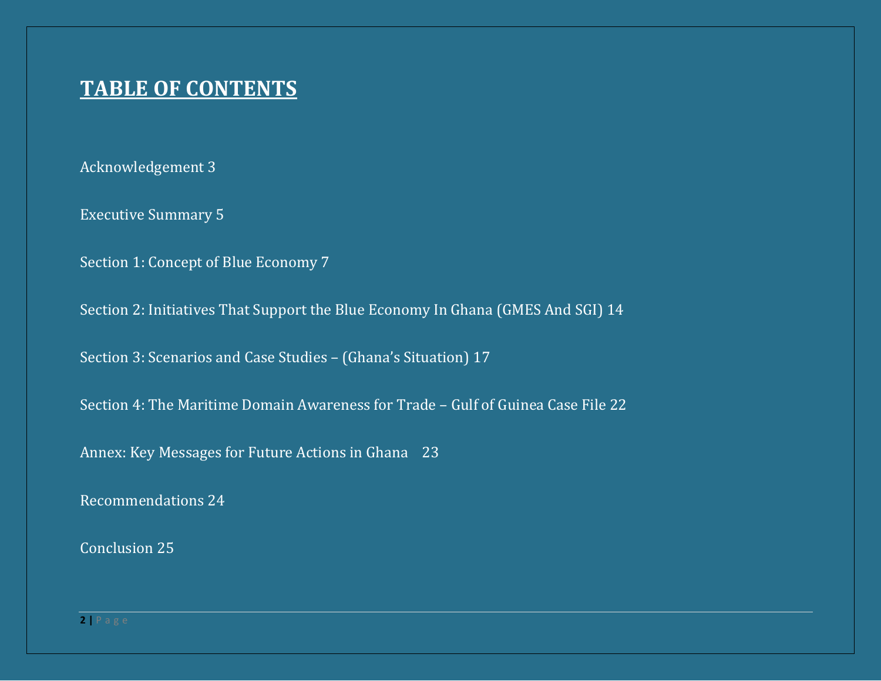# TABLE OF CONTENTS

Acknowledgement 3

Executive Summary 5

Section 1: Concept of Blue Economy 7

Section 2: Initiatives That Support the Blue Economy In Ghana (GMES And SGI) 14

Section 3: Scenarios and Case Studies – (Ghana's Situation) 17

Section 4: The Maritime Domain Awareness for Trade – Gulf of Guinea Case File 22

Annex: Key Messages for Future Actions in Ghana 23

Recommendations 24

Conclusion 25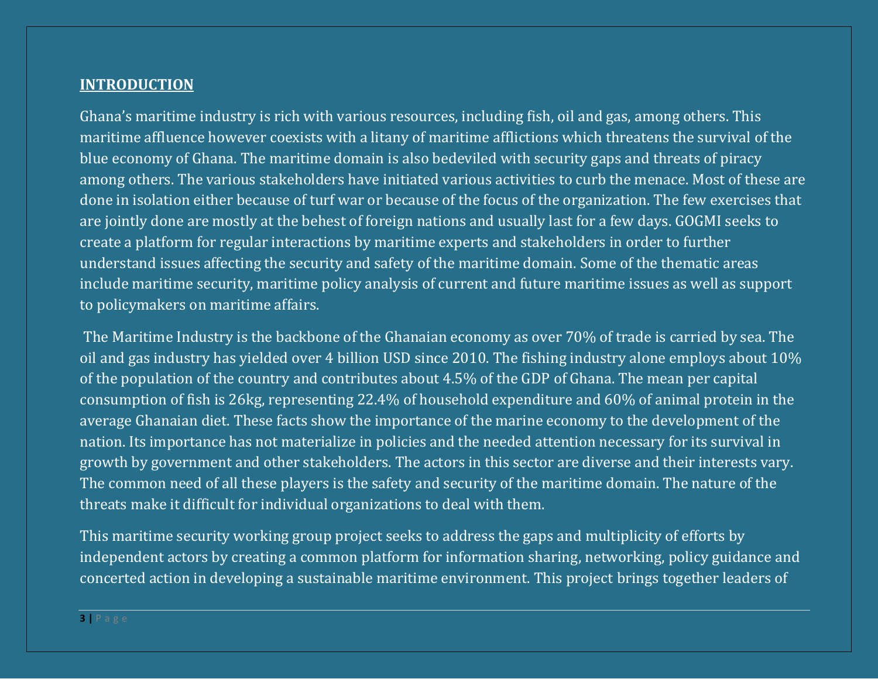## INTRODUCTION

Ghana's maritime industry is rich with various resources, including fish, oil and gas, among others. This maritime affluence however coexists with a litany of maritime afflictions which threatens the survival of the blue economy of Ghana. The maritime domain is also bedeviled with security gaps and threats of piracy among others. The various stakeholders have initiated various activities to curb the menace. Most of these are done in isolation either because of turf war or because of the focus of the organization. The few exercises that are jointly done are mostly at the behest of foreign nations and usually last for a few days. GOGMI seeks to create a platform for regular interactions by maritime experts and stakeholders in order to further understand issues affecting the security and safety of the maritime domain. Some of the thematic areas include maritime security, maritime policy analysis of current and future maritime issues as well as support to policymakers on maritime affairs.

The Maritime Industry is the backbone of the Ghanaian economy as over 70% of trade is carried by sea. The oil and gas industry has yielded over 4 billion USD since 2010. The fishing industry alone employs about 10% of the population of the country and contributes about 4.5% of the GDP of Ghana. The mean per capital consumption of fish is 26kg, representing 22.4% of household expenditure and 60% of animal protein in the average Ghanaian diet. These facts show the importance of the marine economy to the development of the nation. Its importance has not materialize in policies and the needed attention necessary for its survival in growth by government and other stakeholders. The actors in this sector are diverse and their interests vary. The common need of all these players is the safety and security of the maritime domain. The nature of the threats make it difficult for individual organizations to deal with them.

This maritime security working group project seeks to address the gaps and multiplicity of efforts by independent actors by creating a common platform for information sharing, networking, policy guidance and concerted action in developing a sustainable maritime environment. This project brings together leaders of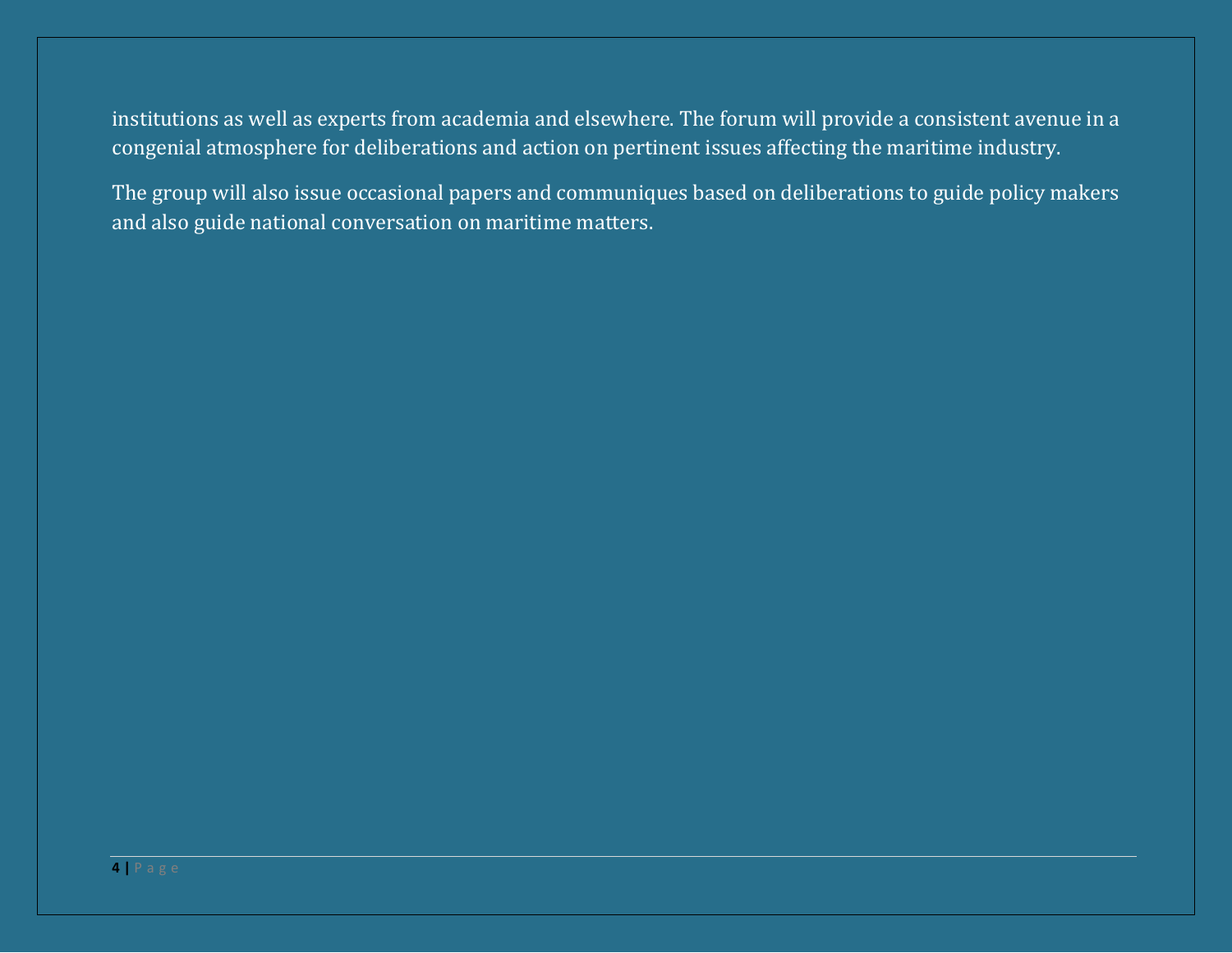institutions as well as experts from academia and elsewhere. The forum will provide a consistent avenue in a congenial atmosphere for deliberations and action on pertinent issues affecting the maritime industry.

The group will also issue occasional papers and communiques based on deliberations to guide policy makers and also guide national conversation on maritime matters.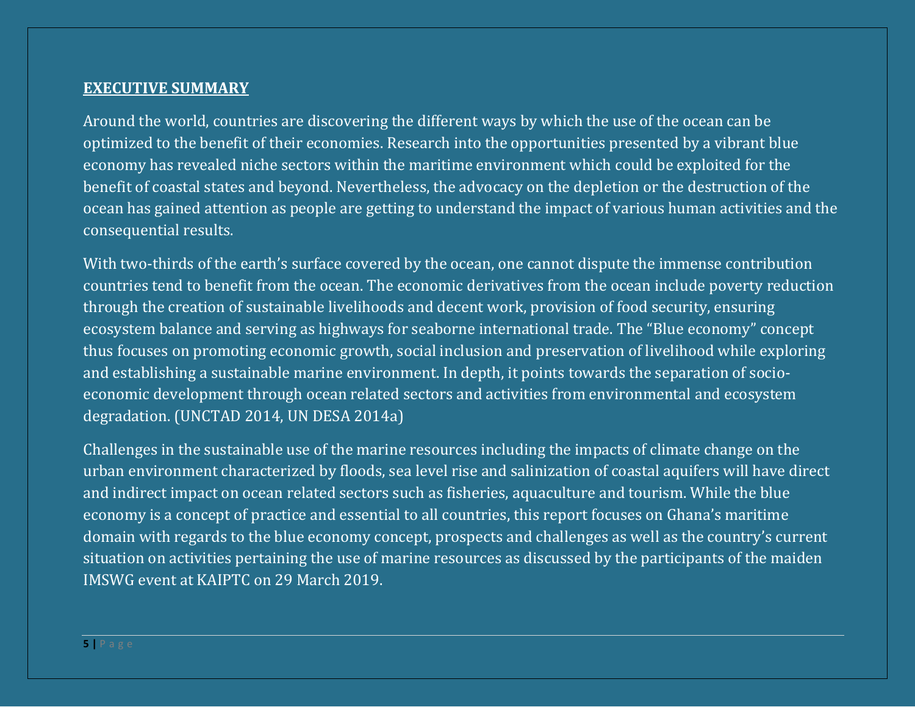## **EXECUTIVE SUMMARY**

Around the world, countries are discovering the different ways by which the use of the ocean can be optimized to the benefit of their economies. Research into the opportunities presented by a vibrant blue economy has revealed niche sectors within the maritime environment which could be exploited for the benefit of coastal states and beyond. Nevertheless, the advocacy on the depletion or the destruction of the ocean has gained attention as people are getting to understand the impact of various human activities and the consequential results.

With two-thirds of the earth's surface covered by the ocean, one cannot dispute the immense contribution countries tend to benefit from the ocean. The economic derivatives from the ocean include poverty reduction through the creation of sustainable livelihoods and decent work, provision of food security, ensuring ecosystem balance and serving as highways for seaborne international trade. The "Blue economy" concept thus focuses on promoting economic growth, social inclusion and preservation of livelihood while exploring and establishing a sustainable marine environment. In depth, it points towards the separation of socio-economic development through ocean related sectors and activities from environmental and ecosystem degradation. (UNCTAD 2014, UN DESA 2014a)

Challenges in the sustainable use of the marine resources including the impacts of climate change on the urban environment characterized by floods, sea level rise and salinization of coastal aquifers will have direct and indirect impact on ocean related sectors such as fisheries, aquaculture and tourism. While the blue economy is a concept of practice and essential to all countries, this report focuses on Ghana's maritime domain with regards to the blue economy concept, prospects and challenges as well as the country's current situation on activities pertaining the use of marine resources as discussed by the participants of the maiden IMSWG event at KAIPTC on 29 March 2019.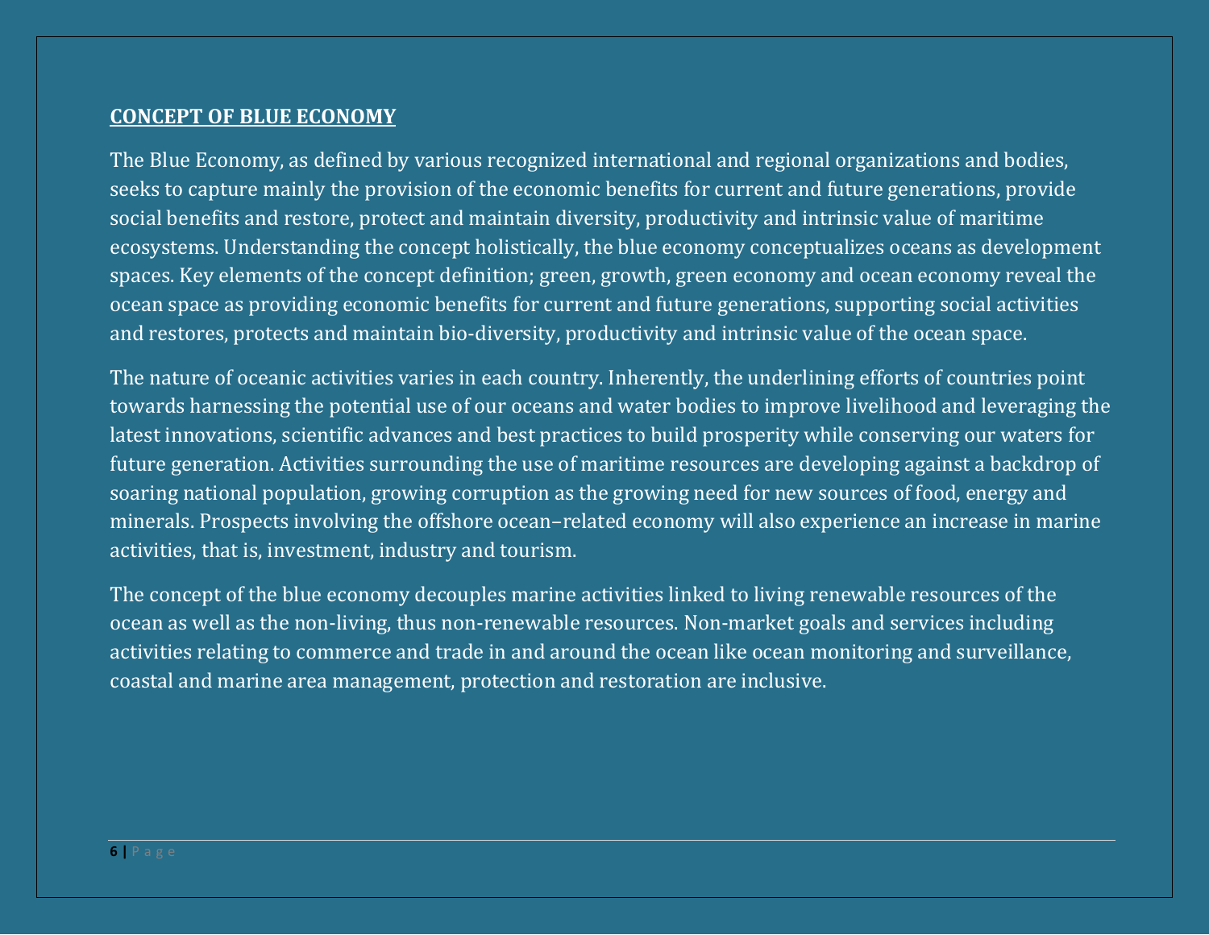## **CONCEPT OF BLUE ECONOMY**

The Blue Economy, as defined by various recognized international and regional organizations and bodies, seeks to capture mainly the provision of the economic benefits for current and future generations, provide social benefits and restore, protect and maintain diversity, productivity and intrinsic value of maritime ecosystems. Understanding the concept holistically, the blue economy conceptualizes oceans as development spaces. Key elements of the concept definition; green, growth, green economy and ocean economy reveal the ocean space as providing economic benefits for current and future generations, supporting social activities and restores, protects and maintain bio-diversity, productivity and intrinsic value of the ocean space.

The nature of oceanic activities varies in each country. Inherently, the underlining efforts of countries point towards harnessing the potential use of our oceans and water bodies to improve livelihood and leveraging the latest innovations, scientific advances and best practices to build prosperity while conserving our waters for future generation. Activities surrounding the use of maritime resources are developing against a backdrop of soaring national population, growing corruption as the growing need for new sources of food, energy and minerals. Prospects involving the offshore ocean–related economy will also experience an increase in marine activities, that is, investment, industry and tourism.

The concept of the blue economy decouples marine activities linked to living renewable resources of the ocean as well as the non-living, thus non-renewable resources. Non-market goals and services including activities relating to commerce and trade in and around the ocean like ocean monitoring and surveillance, coastal and marine area management, protection and restoration are inclusive.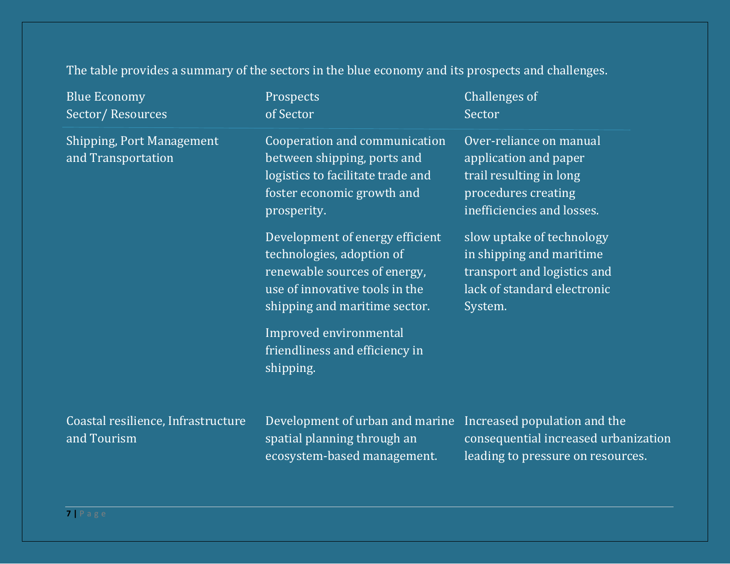The table provides a summary of the sectors in the blue economy and its prospects and challenges.

| Blue Economy Sector/ Resources | Prospects of Sector | Challenges of Sector |
|---|---|---|
| Shipping, Port Management and Transportation | Cooperation and communication between shipping, ports and logistics to facilitate trade and foster economic growth and prosperity. | Over-reliance on manual application and paper trail resulting in long procedures creating inefficiencies and losses. |
| | Development of energy efficient technologies, adoption of renewable sources of energy, use of innovative tools in the shipping and maritime sector. | slow uptake of technology in shipping and maritime transport and logistics and lack of standard electronic System. |
| | Improved environmental friendliness and efficiency in shipping. | |
| Coastal resilience, Infrastructure and Tourism | Development of urban and marine spatial planning through an ecosystem-based management. | Increased population and the consequential increased urbanization leading to pressure on resources. |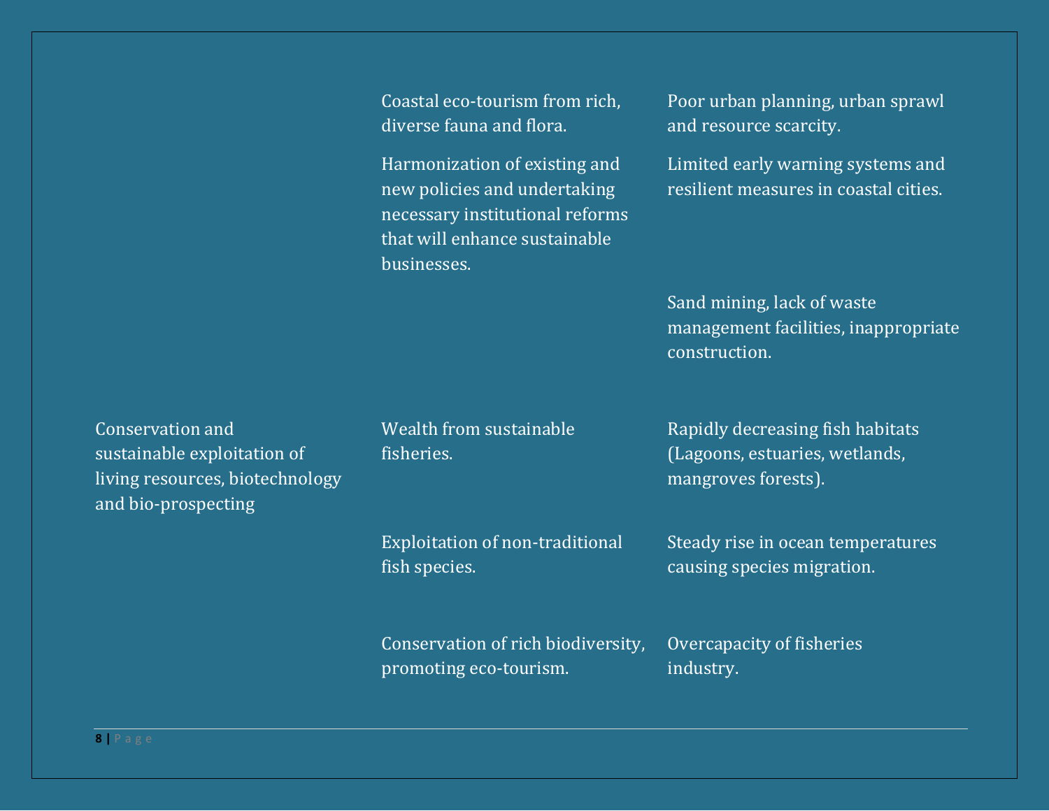| | | |
|---|---|---|
| | Coastal eco-tourism from rich, diverse fauna and flora. | Poor urban planning, urban sprawl and resource scarcity. |
| | Harmonization of existing and new policies and undertaking necessary institutional reforms that will enhance sustainable businesses. | Limited early warning systems and resilient measures in coastal cities. |
| | | Sand mining, lack of waste management facilities, inappropriate construction. |
| Conservation and sustainable exploitation of living resources, biotechnology and bio-prospecting | Wealth from sustainable fisheries. | Rapidly decreasing fish habitats (Lagoons, estuaries, wetlands, mangroves forests). |
| | Exploitation of non-traditional fish species. | Steady rise in ocean temperatures causing species migration. |
| | Conservation of rich biodiversity, promoting eco-tourism. | Overcapacity of fisheries industry. |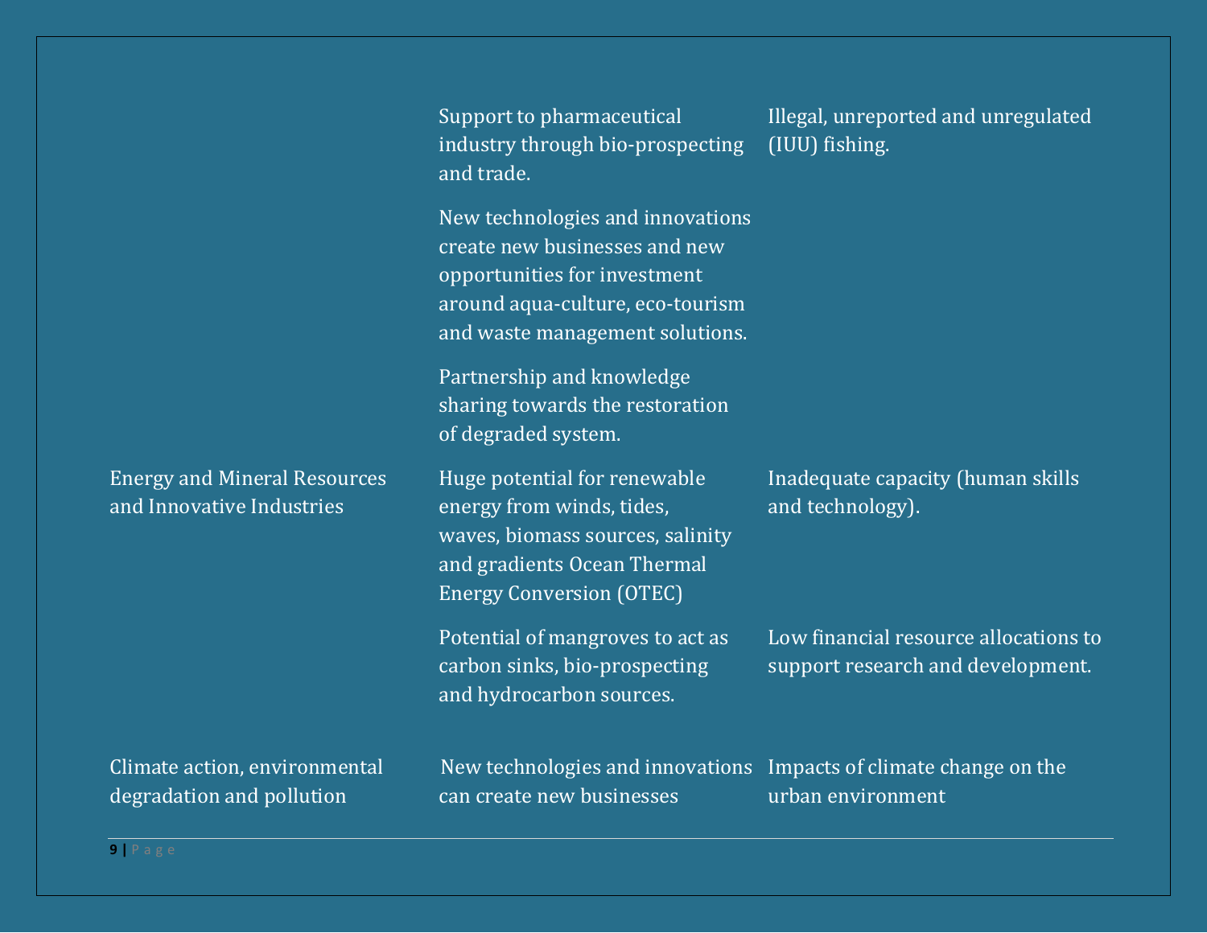| | | |
|---|---|---|
| | Support to pharmaceutical industry through bio-prospecting and trade. | Illegal, unreported and unregulated (IUU) fishing. |
| | New technologies and innovations create new businesses and new opportunities for investment around aqua-culture, eco-tourism and waste management solutions. | |
| | Partnership and knowledge sharing towards the restoration of degraded system. | |
| Energy and Mineral Resources and Innovative Industries | Huge potential for renewable energy from winds, tides, waves, biomass sources, salinity and gradients Ocean Thermal Energy Conversion (OTEC) | Inadequate capacity (human skills and technology). |
| | Potential of mangroves to act as carbon sinks, bio-prospecting and hydrocarbon sources. | Low financial resource allocations to support research and development. |
| Climate action, environmental degradation and pollution | New technologies and innovations can create new businesses | Impacts of climate change on the urban environment |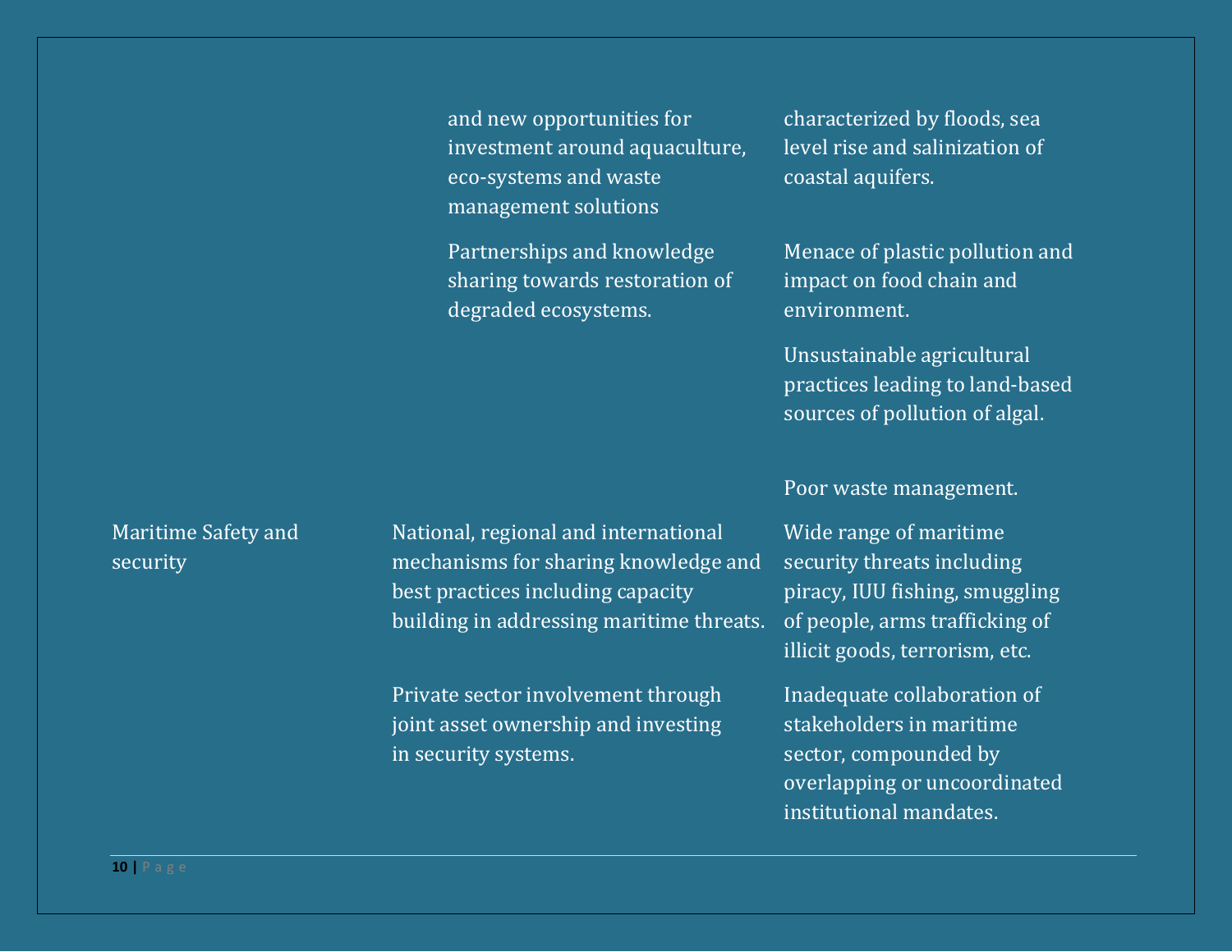| | | |
|---|---|---|
| | and new opportunities for investment around aquaculture, eco-systems and waste management solutions | characterized by floods, sea level rise and salinization of coastal aquifers. |
| | Partnerships and knowledge sharing towards restoration of degraded ecosystems. | Menace of plastic pollution and impact on food chain and environment. |
| | | Unsustainable agricultural practices leading to land-based sources of pollution of algal. |
| | | Poor waste management. |
| Maritime Safety and security | National, regional and international mechanisms for sharing knowledge and best practices including capacity building in addressing maritime threats. | Wide range of maritime security threats including piracy, IUU fishing, smuggling of people, arms trafficking of illicit goods, terrorism, etc. |
| | Private sector involvement through joint asset ownership and investing in security systems. | Inadequate collaboration of stakeholders in maritime sector, compounded by overlapping or uncoordinated institutional mandates. |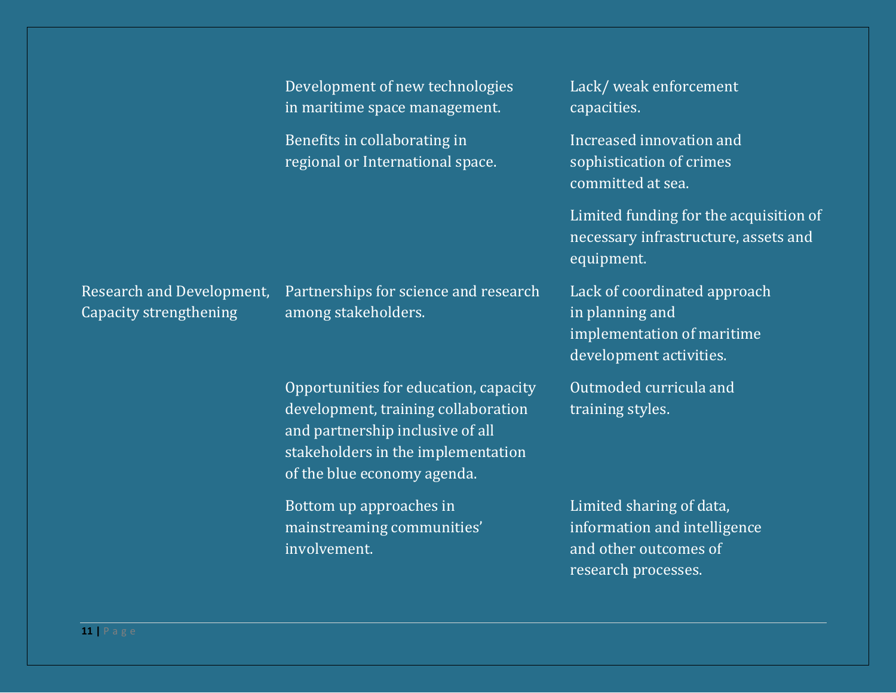| | | |
|---|---|---|
| | Development of new technologies in maritime space management. | Lack/ weak enforcement capacities. |
| | Benefits in collaborating in regional or International space. | Increased innovation and sophistication of crimes committed at sea. |
| | | Limited funding for the acquisition of necessary infrastructure, assets and equipment. |
| Research and Development, Capacity strengthening | Partnerships for science and research among stakeholders. | Lack of coordinated approach in planning and implementation of maritime development activities. |
| | Opportunities for education, capacity development, training collaboration and partnership inclusive of all stakeholders in the implementation of the blue economy agenda. | Outmoded curricula and training styles. |
| | Bottom up approaches in mainstreaming communities' involvement. | Limited sharing of data, information and intelligence and other outcomes of research processes. |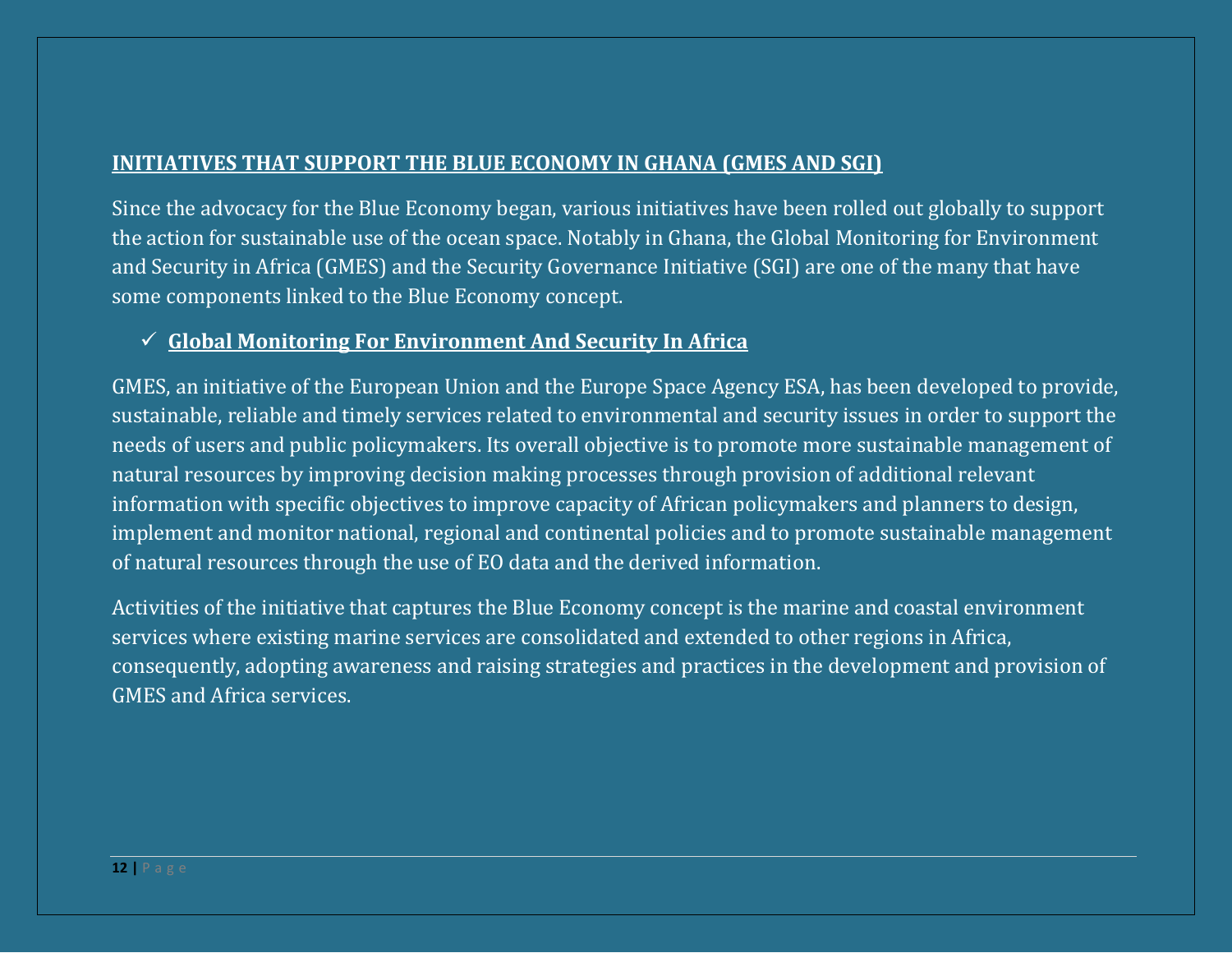## INITIATIVES THAT SUPPORT THE BLUE ECONOMY IN GHANA (GMES AND SGI)

Since the advocacy for the Blue Economy began, various initiatives have been rolled out globally to support the action for sustainable use of the ocean space. Notably in Ghana, the Global Monitoring for Environment and Security in Africa (GMES) and the Security Governance Initiative (SGI) are one of the many that have some components linked to the Blue Economy concept.

- ✓ **Global Monitoring For Environment And Security In Africa**

GMES, an initiative of the European Union and the Europe Space Agency ESA, has been developed to provide, sustainable, reliable and timely services related to environmental and security issues in order to support the needs of users and public policymakers. Its overall objective is to promote more sustainable management of natural resources by improving decision making processes through provision of additional relevant information with specific objectives to improve capacity of African policymakers and planners to design, implement and monitor national, regional and continental policies and to promote sustainable management of natural resources through the use of EO data and the derived information.

Activities of the initiative that captures the Blue Economy concept is the marine and coastal environment services where existing marine services are consolidated and extended to other regions in Africa, consequently, adopting awareness and raising strategies and practices in the development and provision of GMES and Africa services.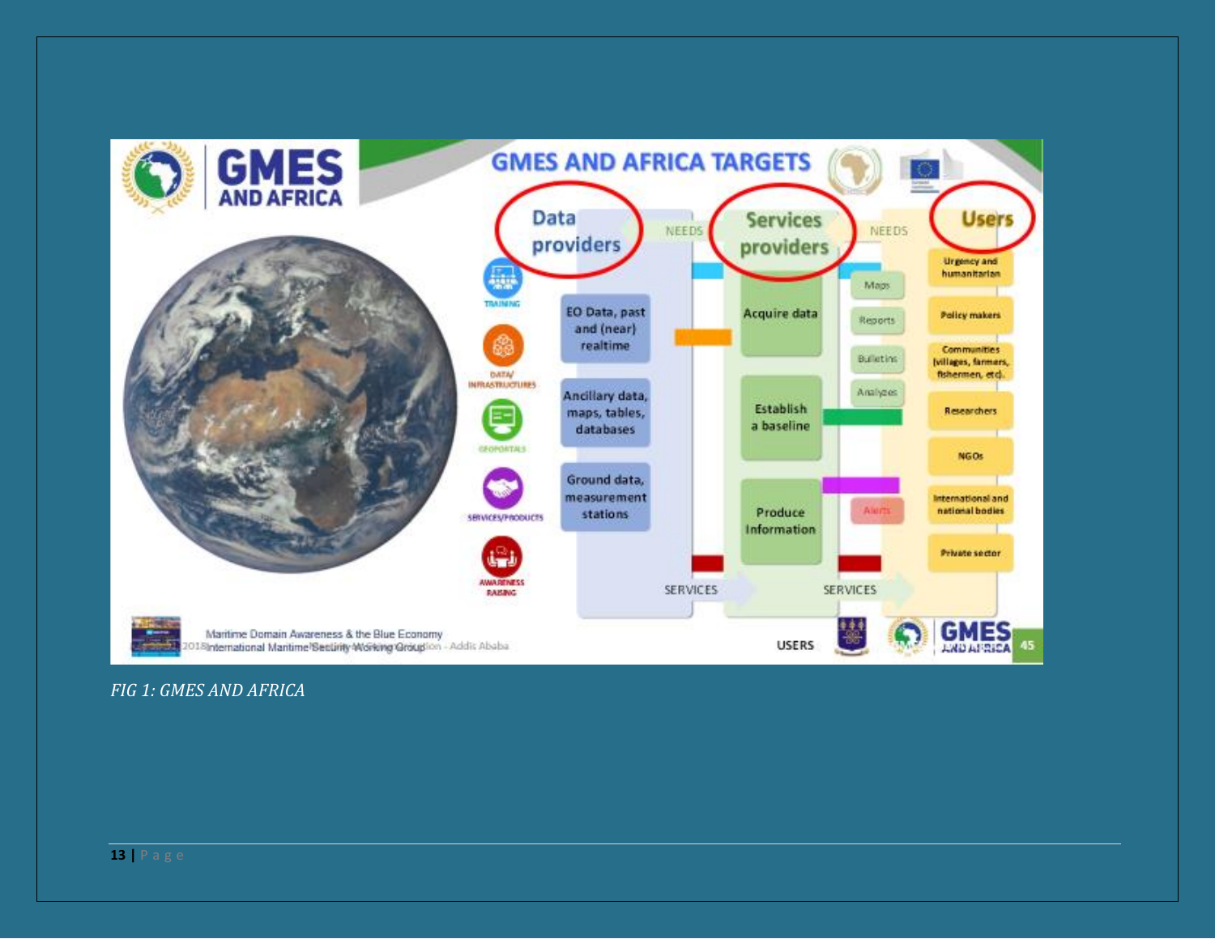*FIG 1: GMES AND AFRICA*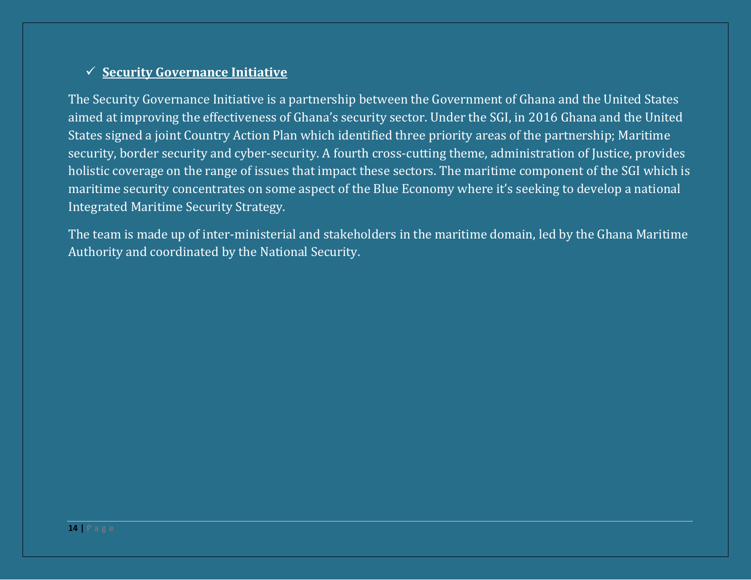- ✓ **Security Governance Initiative**

The Security Governance Initiative is a partnership between the Government of Ghana and the United States aimed at improving the effectiveness of Ghana's security sector. Under the SGI, in 2016 Ghana and the United States signed a joint Country Action Plan which identified three priority areas of the partnership; Maritime security, border security and cyber-security. A fourth cross-cutting theme, administration of Justice, provides holistic coverage on the range of issues that impact these sectors. The maritime component of the SGI which is maritime security concentrates on some aspect of the Blue Economy where it's seeking to develop a national Integrated Maritime Security Strategy.

The team is made up of inter-ministerial and stakeholders in the maritime domain, led by the Ghana Maritime Authority and coordinated by the National Security.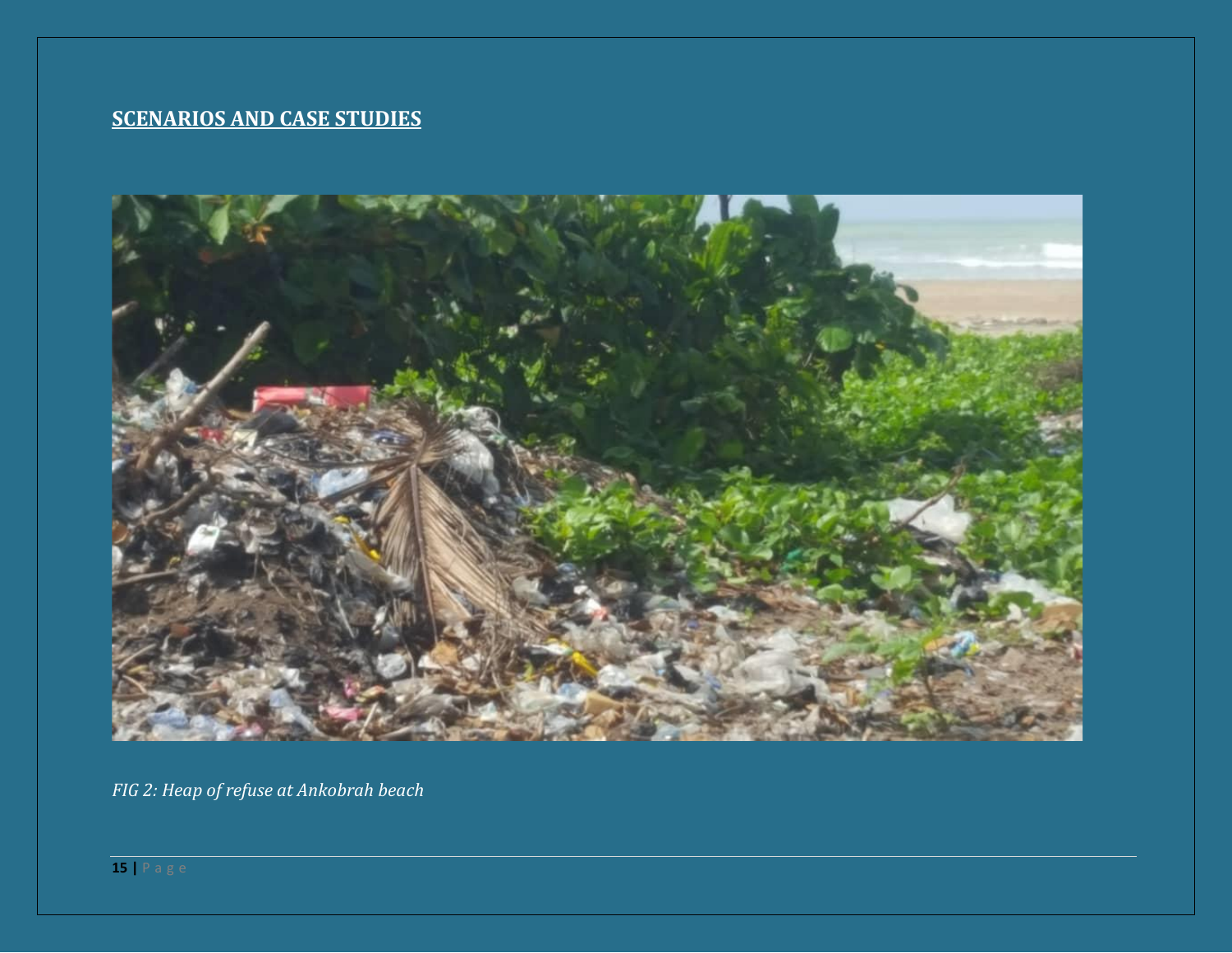## SCENARIOS AND CASE STUDIES

*FIG 2: Heap of refuse at Ankobrah beach*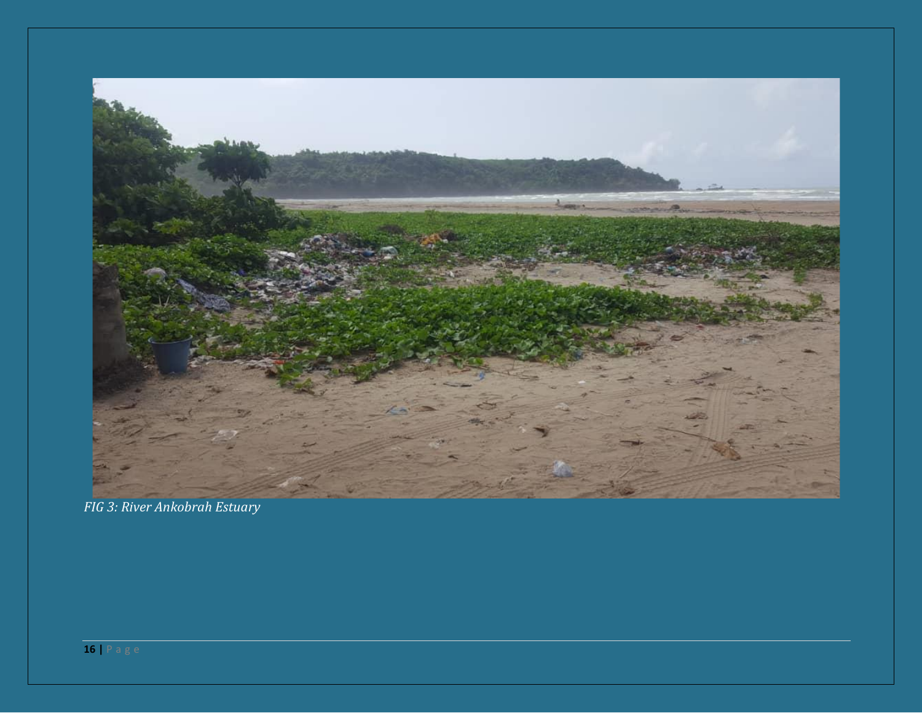*FIG 3: River Ankobrah Estuary*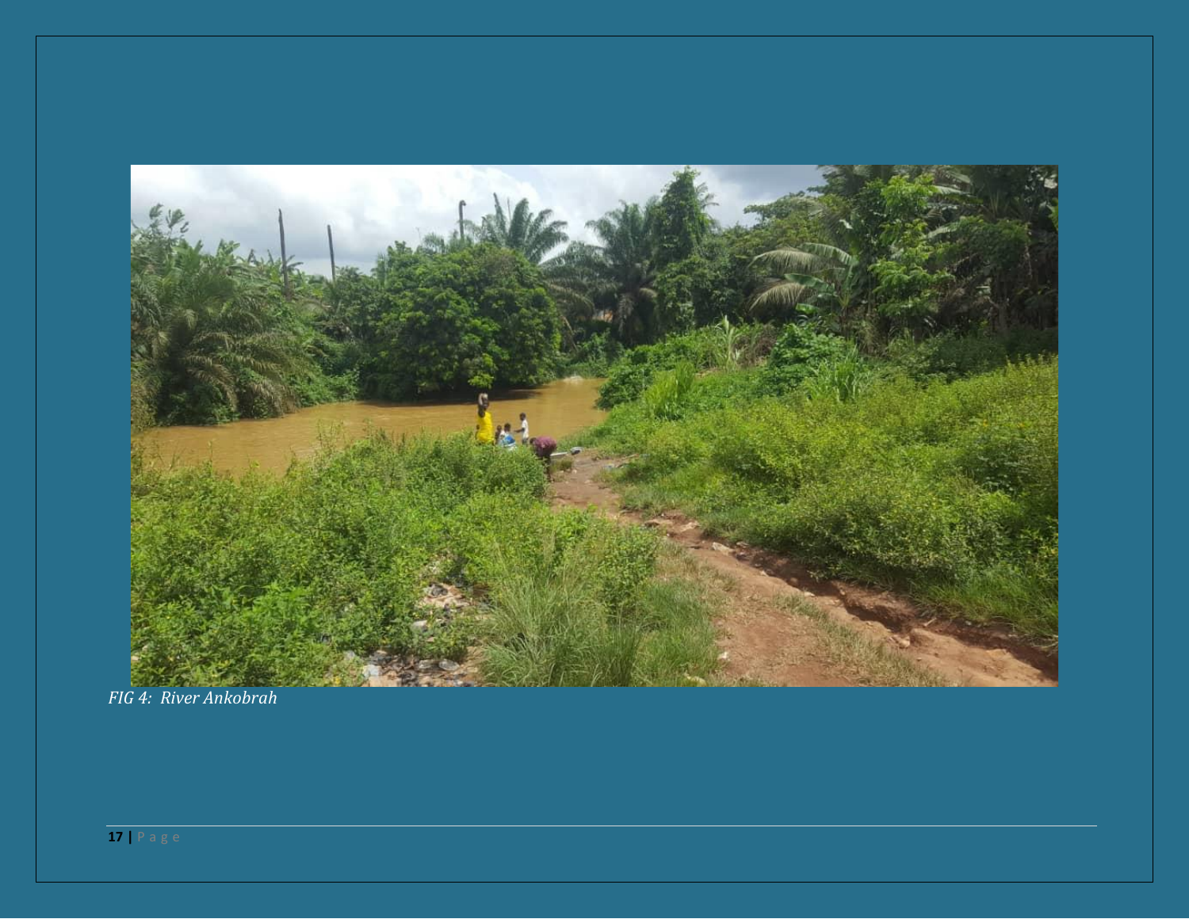*FIG 4: River Ankobrah*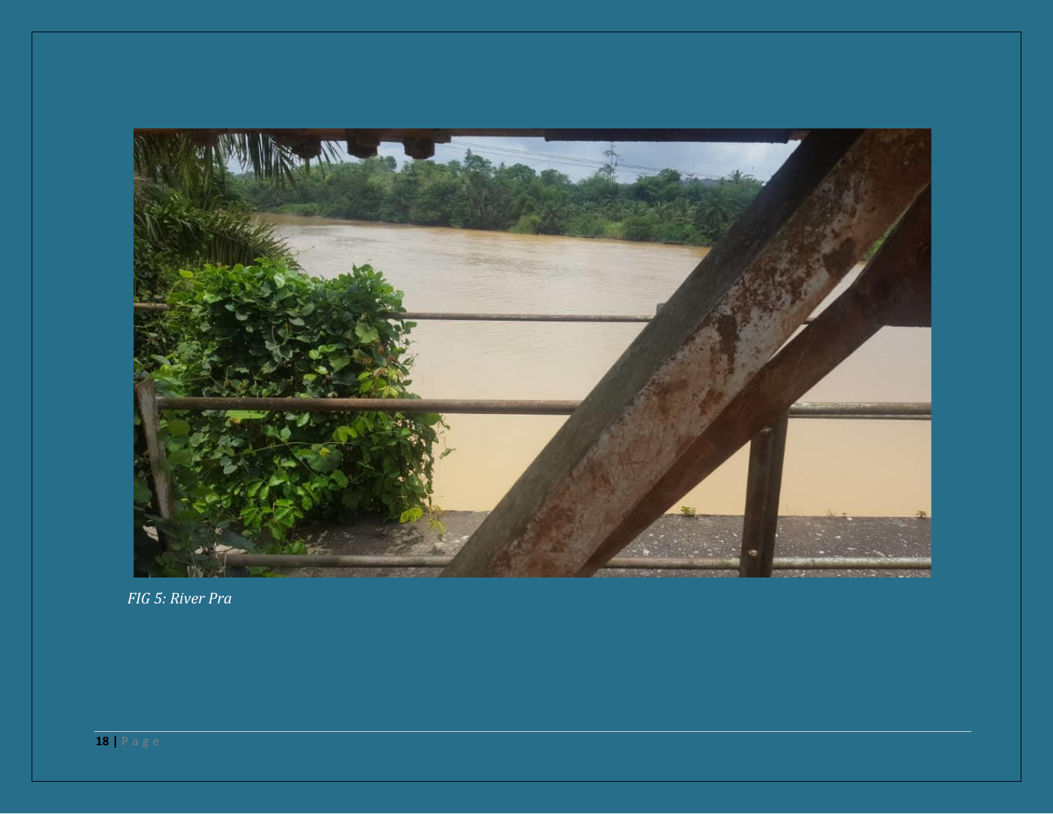*FIG 5: River Pra*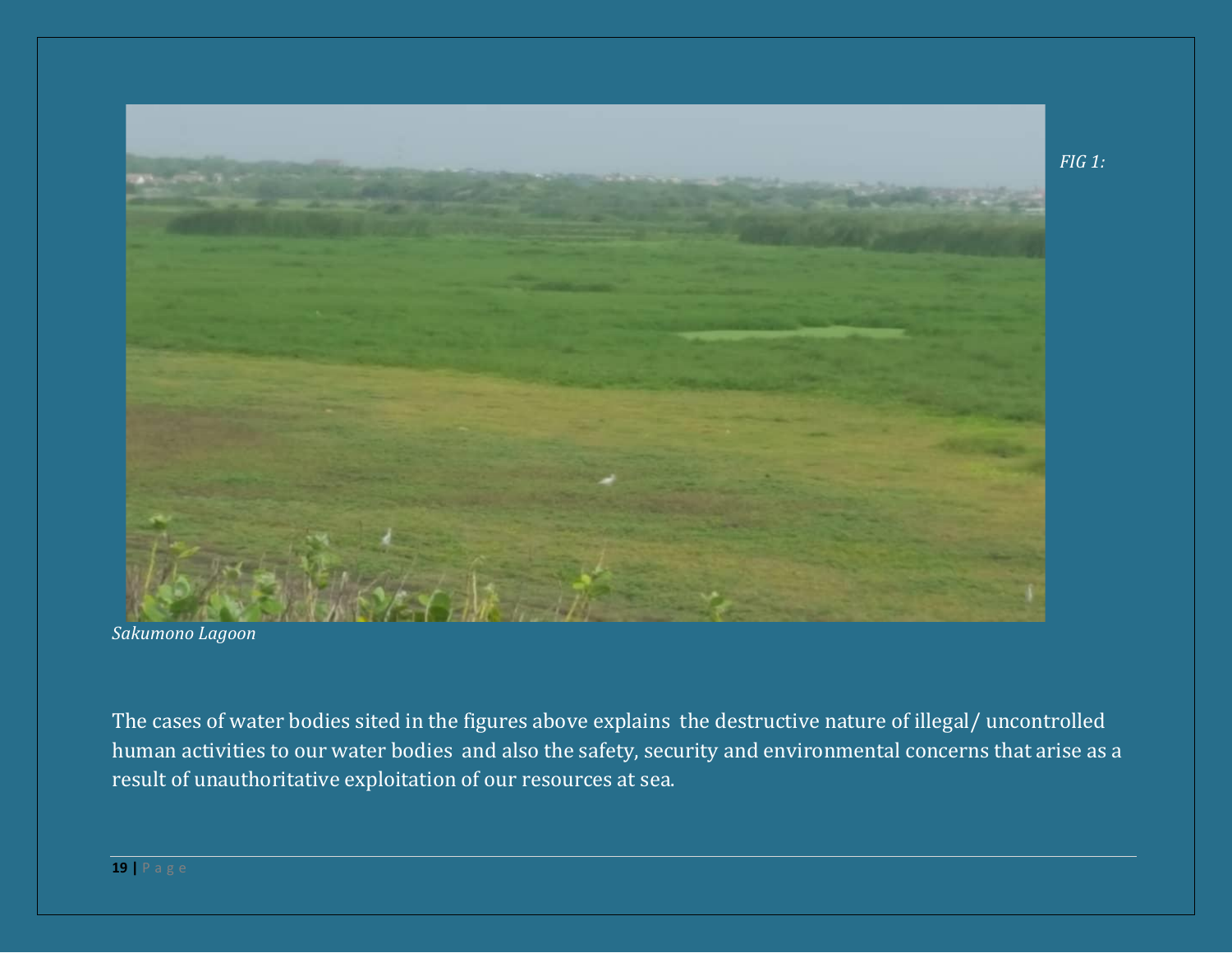*FIG 1:*

*Sakumono Lagoon*

The cases of water bodies sited in the figures above explains the destructive nature of illegal/ uncontrolled human activities to our water bodies and also the safety, security and environmental concerns that arise as a result of unauthoritative exploitation of our resources at sea.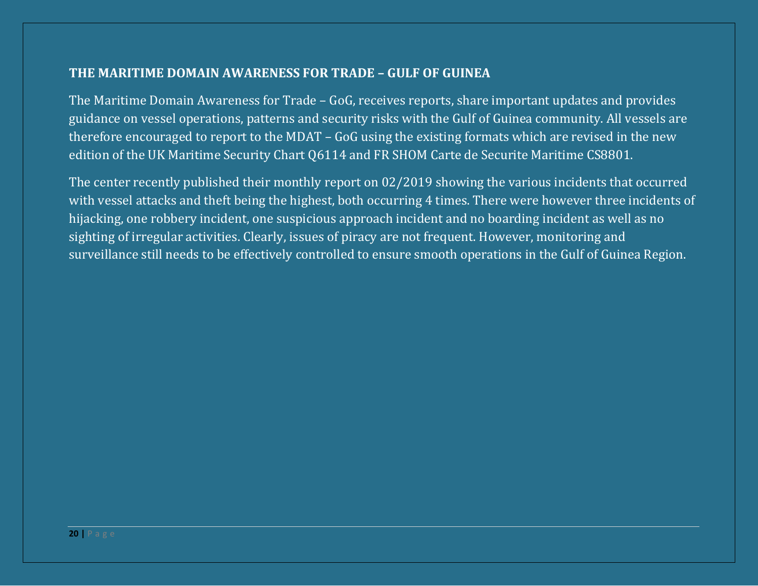## THE MARITIME DOMAIN AWARENESS FOR TRADE – GULF OF GUINEA

The Maritime Domain Awareness for Trade – GoG, receives reports, share important updates and provides guidance on vessel operations, patterns and security risks with the Gulf of Guinea community. All vessels are therefore encouraged to report to the MDAT – GoG using the existing formats which are revised in the new edition of the UK Maritime Security Chart Q6114 and FR SHOM Carte de Securite Maritime CS8801.

The center recently published their monthly report on 02/2019 showing the various incidents that occurred with vessel attacks and theft being the highest, both occurring 4 times. There were however three incidents of hijacking, one robbery incident, one suspicious approach incident and no boarding incident as well as no sighting of irregular activities. Clearly, issues of piracy are not frequent. However, monitoring and surveillance still needs to be effectively controlled to ensure smooth operations in the Gulf of Guinea Region.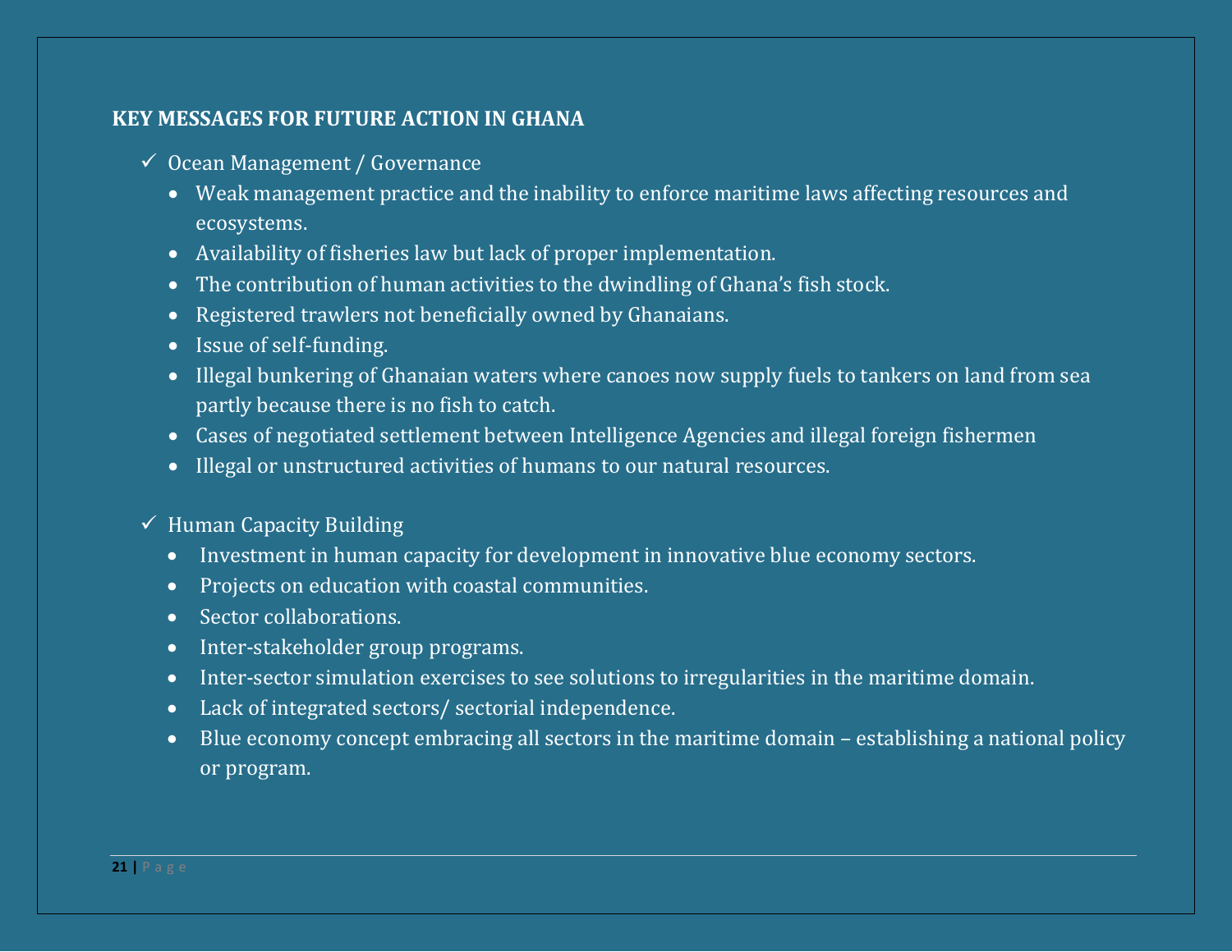## KEY MESSAGES FOR FUTURE ACTION IN GHANA

- ✓ Ocean Management / Governance
  - Weak management practice and the inability to enforce maritime laws affecting resources and ecosystems.
  - Availability of fisheries law but lack of proper implementation.
  - The contribution of human activities to the dwindling of Ghana's fish stock.
  - Registered trawlers not beneficially owned by Ghanaians.
  - Issue of self-funding.
  - Illegal bunkering of Ghanaian waters where canoes now supply fuels to tankers on land from sea partly because there is no fish to catch.
  - Cases of negotiated settlement between Intelligence Agencies and illegal foreign fishermen
  - Illegal or unstructured activities of humans to our natural resources.

- ✓ Human Capacity Building
  - Investment in human capacity for development in innovative blue economy sectors.
  - Projects on education with coastal communities.
  - Sector collaborations.
  - Inter-stakeholder group programs.
  - Inter-sector simulation exercises to see solutions to irregularities in the maritime domain.
  - Lack of integrated sectors/ sectorial independence.
  - Blue economy concept embracing all sectors in the maritime domain – establishing a national policy or program.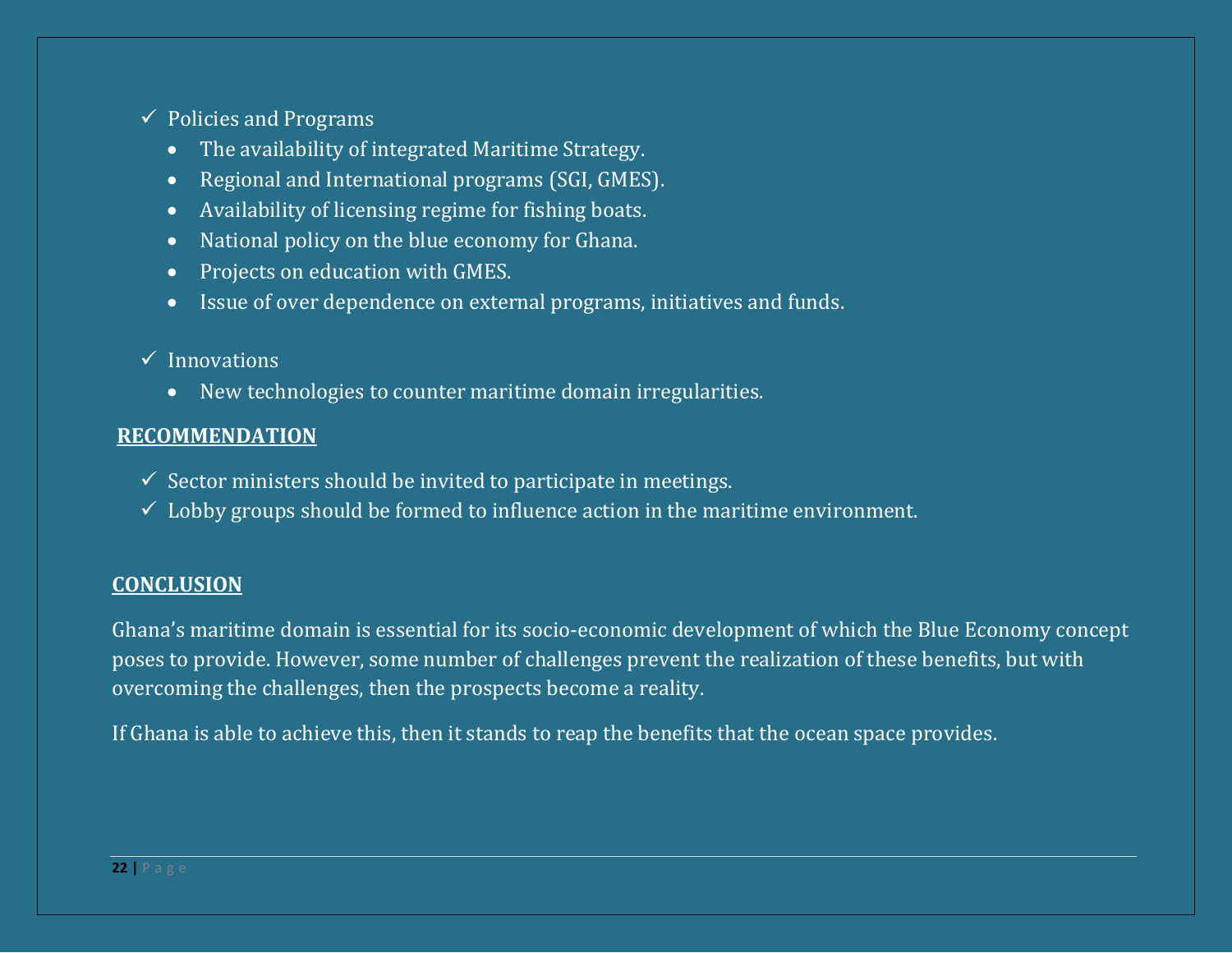- ✓ Policies and Programs
  - The availability of integrated Maritime Strategy.
  - Regional and International programs (SGI, GMES).
  - Availability of licensing regime for fishing boats.
  - National policy on the blue economy for Ghana.
  - Projects on education with GMES.
  - Issue of over dependence on external programs, initiatives and funds.

- ✓ Innovations
  - New technologies to counter maritime domain irregularities.

## RECOMMENDATION

- ✓ Sector ministers should be invited to participate in meetings.
- ✓ Lobby groups should be formed to influence action in the maritime environment.

## CONCLUSION

Ghana's maritime domain is essential for its socio-economic development of which the Blue Economy concept poses to provide. However, some number of challenges prevent the realization of these benefits, but with overcoming the challenges, then the prospects become a reality.

If Ghana is able to achieve this, then it stands to reap the benefits that the ocean space provides.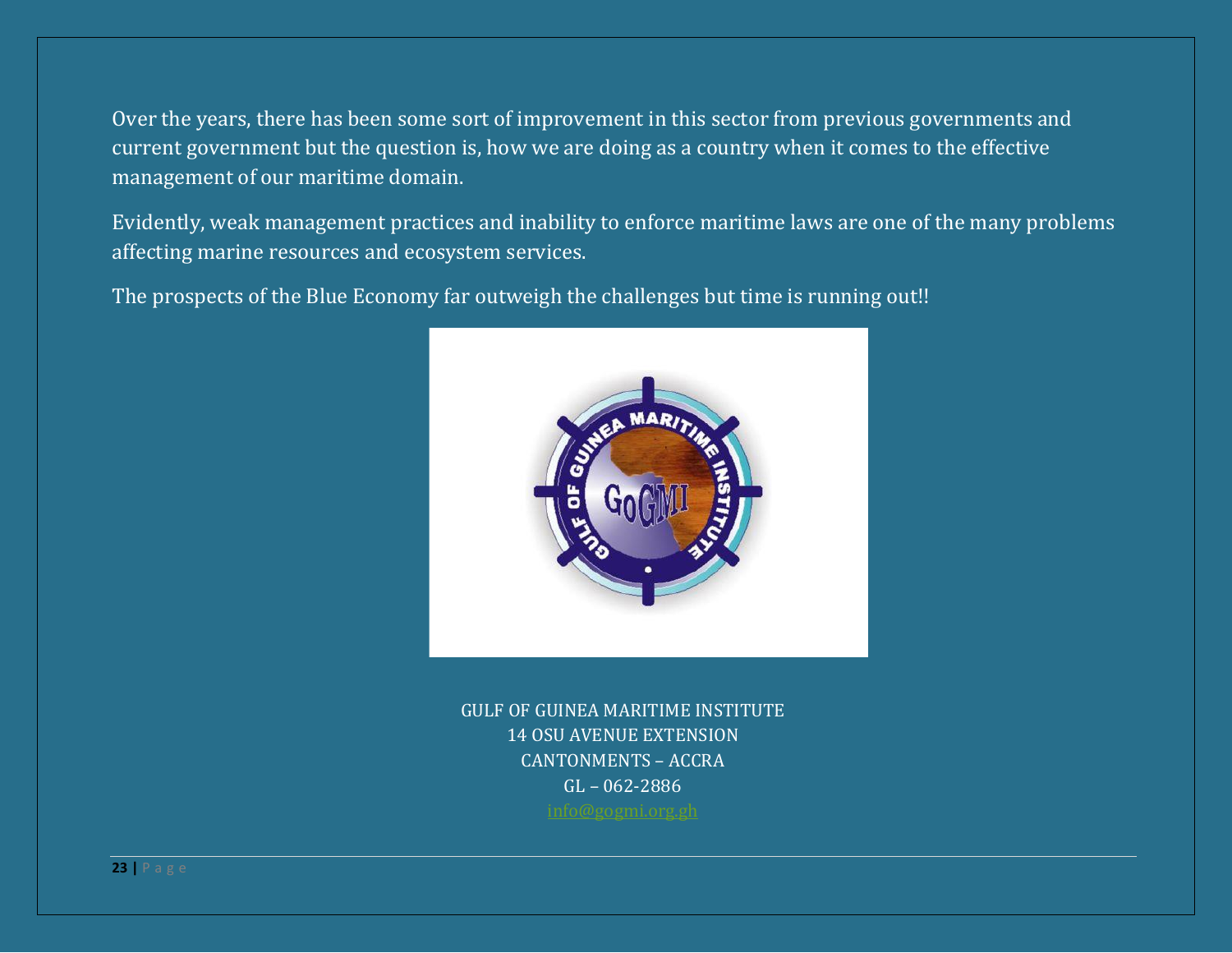Over the years, there has been some sort of improvement in this sector from previous governments and current government but the question is, how we are doing as a country when it comes to the effective management of our maritime domain.

Evidently, weak management practices and inability to enforce maritime laws are one of the many problems affecting marine resources and ecosystem services.

The prospects of the Blue Economy far outweigh the challenges but time is running out!!

GULF OF GUINEA MARITIME INSTITUTE
14 OSU AVENUE EXTENSION
CANTONMENTS – ACCRA
GL – 062-2886
info@gogmi.org.gh